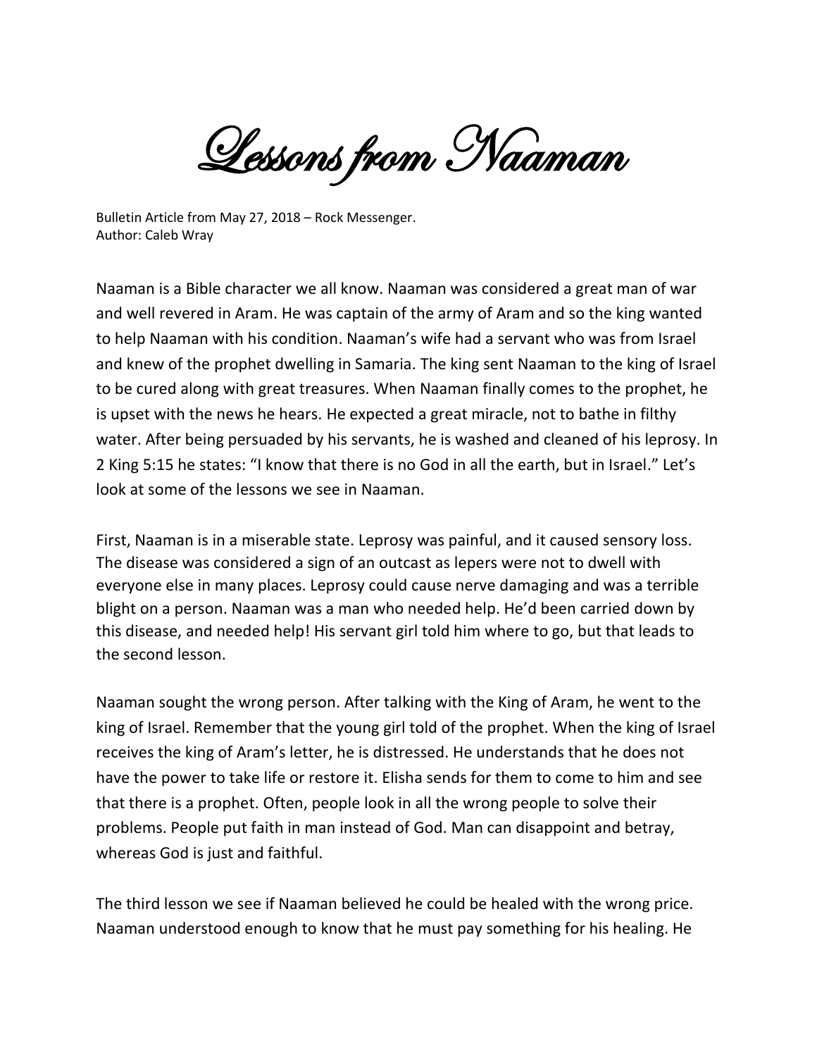# Lessons from Naaman

Bulletin Article from May 27, 2018 – Rock Messenger.
Author: Caleb Wray

Naaman is a Bible character we all know. Naaman was considered a great man of war and well revered in Aram. He was captain of the army of Aram and so the king wanted to help Naaman with his condition. Naaman's wife had a servant who was from Israel and knew of the prophet dwelling in Samaria. The king sent Naaman to the king of Israel to be cured along with great treasures. When Naaman finally comes to the prophet, he is upset with the news he hears. He expected a great miracle, not to bathe in filthy water. After being persuaded by his servants, he is washed and cleaned of his leprosy. In 2 King 5:15 he states: "I know that there is no God in all the earth, but in Israel." Let's look at some of the lessons we see in Naaman.

First, Naaman is in a miserable state. Leprosy was painful, and it caused sensory loss. The disease was considered a sign of an outcast as lepers were not to dwell with everyone else in many places. Leprosy could cause nerve damaging and was a terrible blight on a person. Naaman was a man who needed help. He'd been carried down by this disease, and needed help! His servant girl told him where to go, but that leads to the second lesson.

Naaman sought the wrong person. After talking with the King of Aram, he went to the king of Israel. Remember that the young girl told of the prophet. When the king of Israel receives the king of Aram's letter, he is distressed. He understands that he does not have the power to take life or restore it. Elisha sends for them to come to him and see that there is a prophet. Often, people look in all the wrong people to solve their problems. People put faith in man instead of God. Man can disappoint and betray, whereas God is just and faithful.

The third lesson we see if Naaman believed he could be healed with the wrong price. Naaman understood enough to know that he must pay something for his healing. He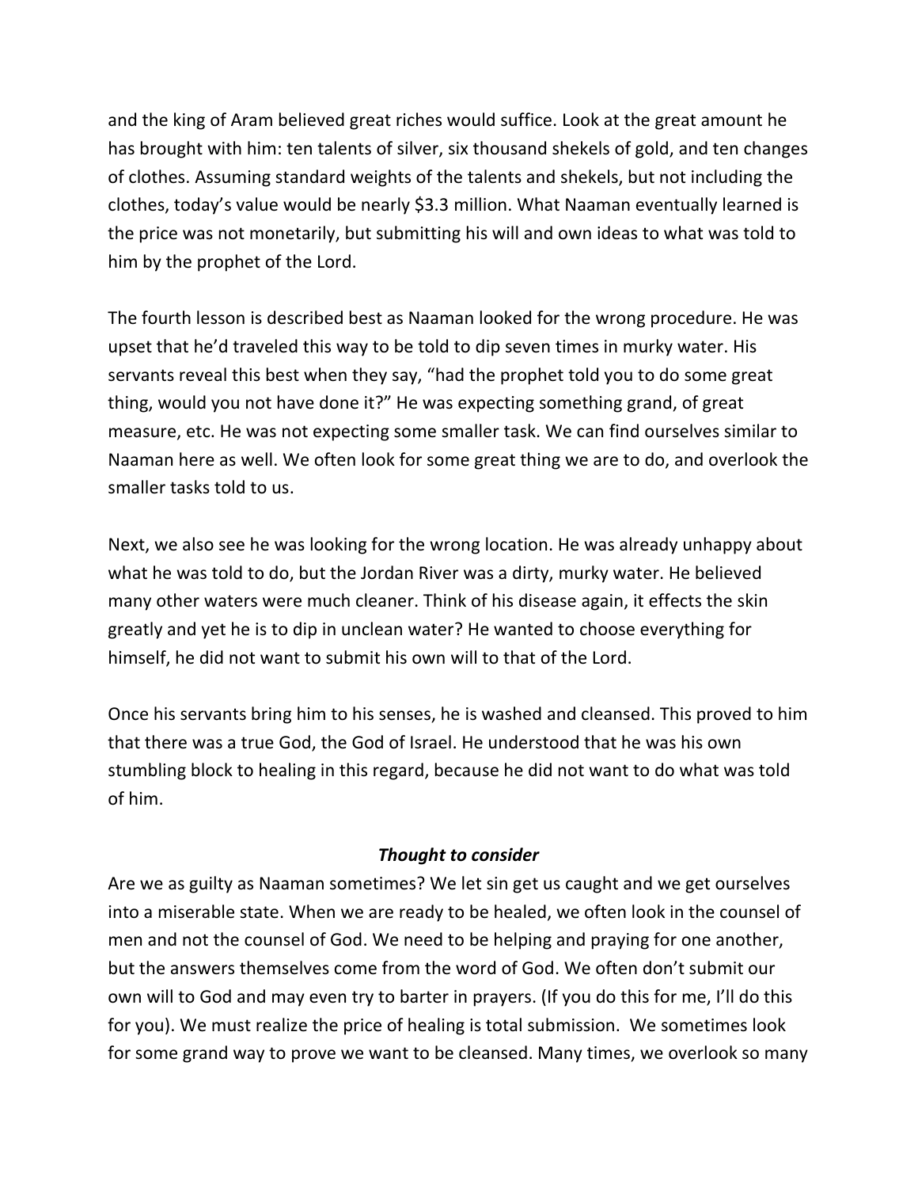and the king of Aram believed great riches would suffice. Look at the great amount he has brought with him: ten talents of silver, six thousand shekels of gold, and ten changes of clothes. Assuming standard weights of the talents and shekels, but not including the clothes, today's value would be nearly $3.3 million. What Naaman eventually learned is the price was not monetarily, but submitting his will and own ideas to what was told to him by the prophet of the Lord.

The fourth lesson is described best as Naaman looked for the wrong procedure. He was upset that he'd traveled this way to be told to dip seven times in murky water. His servants reveal this best when they say, "had the prophet told you to do some great thing, would you not have done it?" He was expecting something grand, of great measure, etc. He was not expecting some smaller task. We can find ourselves similar to Naaman here as well. We often look for some great thing we are to do, and overlook the smaller tasks told to us.

Next, we also see he was looking for the wrong location. He was already unhappy about what he was told to do, but the Jordan River was a dirty, murky water. He believed many other waters were much cleaner. Think of his disease again, it effects the skin greatly and yet he is to dip in unclean water? He wanted to choose everything for himself, he did not want to submit his own will to that of the Lord.

Once his servants bring him to his senses, he is washed and cleansed. This proved to him that there was a true God, the God of Israel. He understood that he was his own stumbling block to healing in this regard, because he did not want to do what was told of him.

### *Thought to consider*

Are we as guilty as Naaman sometimes? We let sin get us caught and we get ourselves into a miserable state. When we are ready to be healed, we often look in the counsel of men and not the counsel of God. We need to be helping and praying for one another, but the answers themselves come from the word of God. We often don't submit our own will to God and may even try to barter in prayers. (If you do this for me, I'll do this for you). We must realize the price of healing is total submission. We sometimes look for some grand way to prove we want to be cleansed. Many times, we overlook so many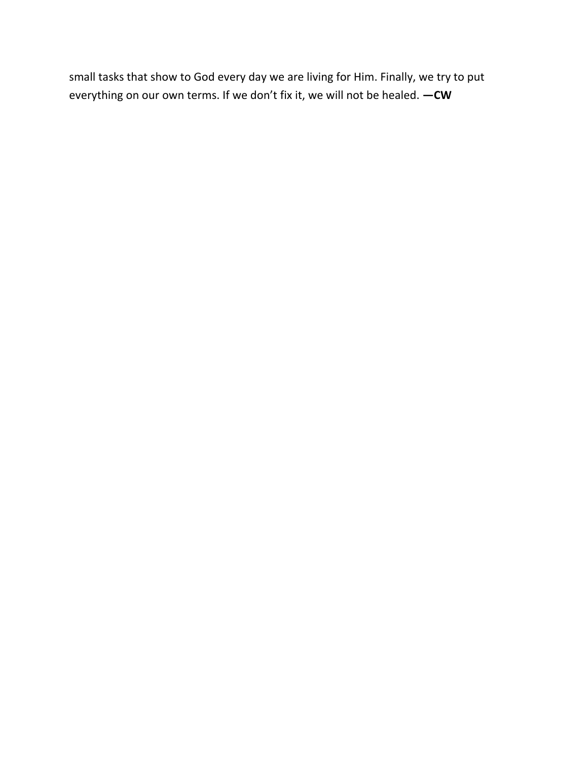small tasks that show to God every day we are living for Him. Finally, we try to put everything on our own terms. If we don't fix it, we will not be healed. **—CW**